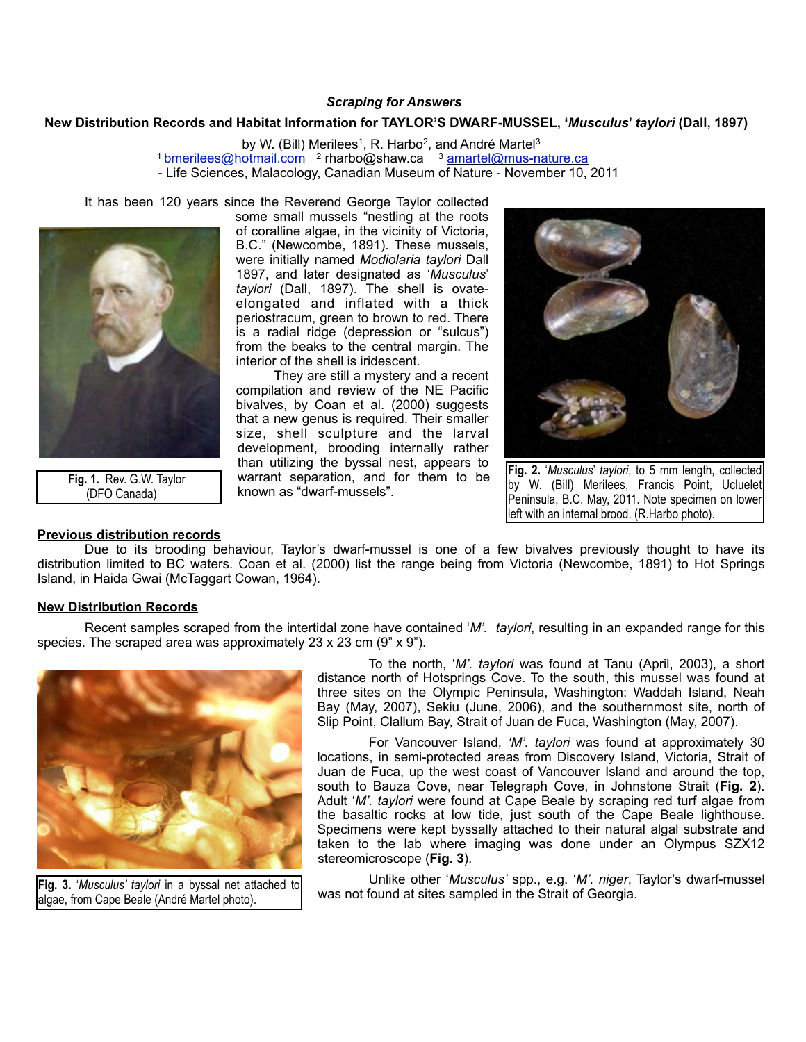*Scraping for Answers*

## New Distribution Records and Habitat Information for TAYLOR'S DWARF-MUSSEL, '*Musculus*' *taylori* (Dall, 1897)

by W. (Bill) Merilees[1], R. Harbo[2], and André Martel[3]

[1] bmerilees@hotmail.com [2] rharbo@shaw.ca [3] amartel@mus-nature.ca

- Life Sciences, Malacology, Canadian Museum of Nature - November 10, 2011

It has been 120 years since the Reverend George Taylor collected some small mussels "nestling at the roots of coralline algae, in the vicinity of Victoria, B.C." (Newcombe, 1891). These mussels, were initially named *Modiolaria taylori* Dall 1897, and later designated as '*Musculus*' *taylori* (Dall, 1897). The shell is ovate-elongated and inflated with a thick periostracum, green to brown to red. There is a radial ridge (depression or "sulcus") from the beaks to the central margin. The interior of the shell is iridescent.

They are still a mystery and a recent compilation and review of the NE Pacific bivalves, by Coan et al. (2000) suggests that a new genus is required. Their smaller size, shell sculpture and the larval development, brooding internally rather than utilizing the byssal nest, appears to warrant separation, and for them to be known as "dwarf-mussels".

**Fig. 1.** Rev. G.W. Taylor (DFO Canada)

**Fig. 2.** '*Musculus*' *taylori*, to 5 mm length, collected by W. (Bill) Merilees, Francis Point, Ucluelet Peninsula, B.C. May, 2011. Note specimen on lower left with an internal brood. (R.Harbo photo).

### Previous distribution records

Due to its brooding behaviour, Taylor's dwarf-mussel is one of a few bivalves previously thought to have its distribution limited to BC waters. Coan et al. (2000) list the range being from Victoria (Newcombe, 1891) to Hot Springs Island, in Haida Gwai (McTaggart Cowan, 1964).

### New Distribution Records

Recent samples scraped from the intertidal zone have contained '*M'. taylori*, resulting in an expanded range for this species. The scraped area was approximately 23 x 23 cm (9" x 9").

To the north, '*M'. taylori* was found at Tanu (April, 2003), a short distance north of Hotsprings Cove. To the south, this mussel was found at three sites on the Olympic Peninsula, Washington: Waddah Island, Neah Bay (May, 2007), Sekiu (June, 2006), and the southernmost site, north of Slip Point, Clallum Bay, Strait of Juan de Fuca, Washington (May, 2007).

For Vancouver Island, *'M'. taylori* was found at approximately 30 locations, in semi-protected areas from Discovery Island, Victoria, Strait of Juan de Fuca, up the west coast of Vancouver Island and around the top, south to Bauza Cove, near Telegraph Cove, in Johnstone Strait (**Fig. 2**). Adult '*M'. taylori* were found at Cape Beale by scraping red turf algae from the basaltic rocks at low tide, just south of the Cape Beale lighthouse. Specimens were kept byssally attached to their natural algal substrate and taken to the lab where imaging was done under an Olympus SZX12 stereomicroscope (**Fig. 3**).

**Fig. 3.** '*Musculus*' *taylori* in a byssal net attached to algae, from Cape Beale (André Martel photo).

Unlike other '*Musculus'* spp., e.g. '*M'. niger*, Taylor's dwarf-mussel was not found at sites sampled in the Strait of Georgia.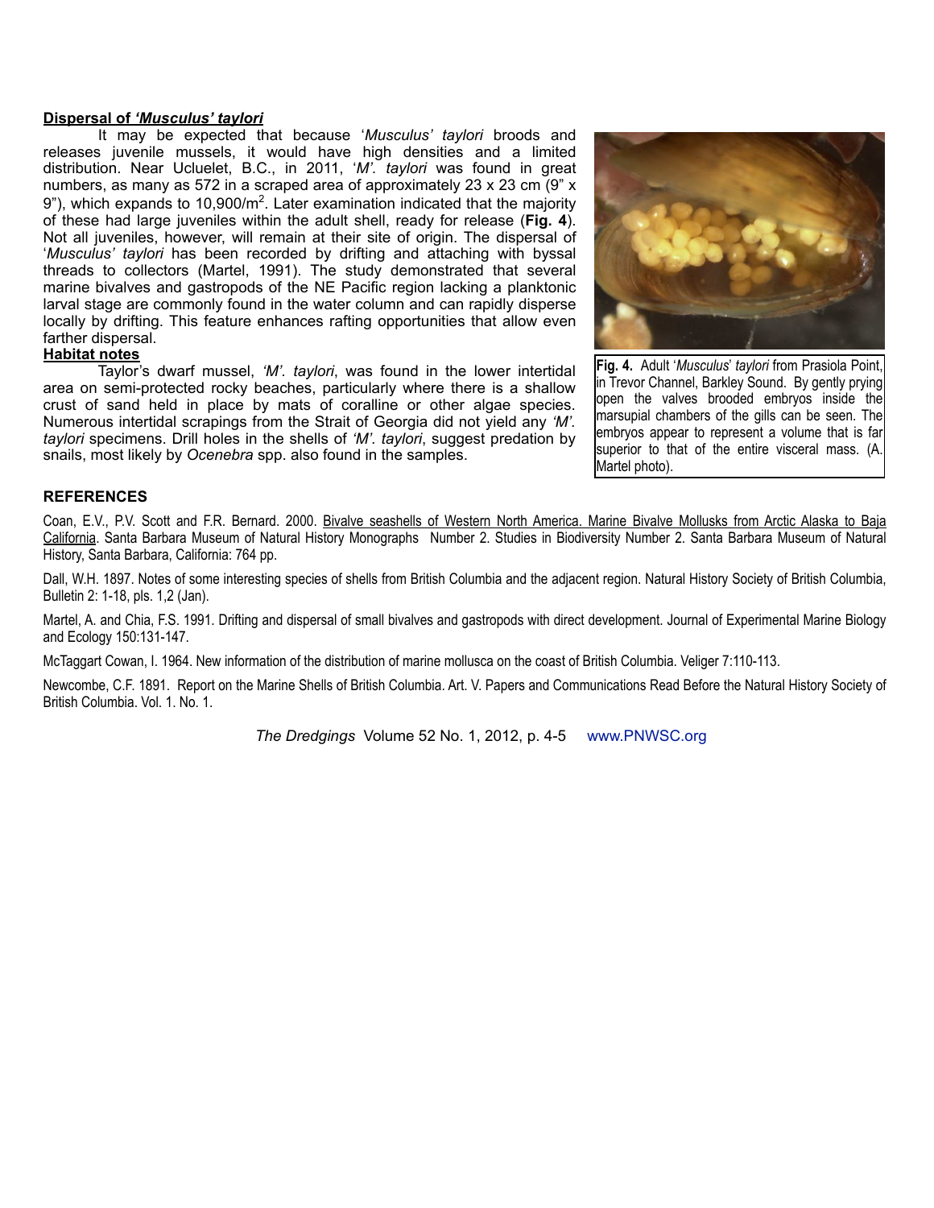**Dispersal of *'Musculus' taylori***

It may be expected that because '*Musculus' taylori* broods and releases juvenile mussels, it would have high densities and a limited distribution. Near Ucluelet, B.C., in 2011, '*M'. taylori* was found in great numbers, as many as 572 in a scraped area of approximately 23 x 23 cm (9" x 9"), which expands to 10,900/$m^2$. Later examination indicated that the majority of these had large juveniles within the adult shell, ready for release (**Fig. 4**). Not all juveniles, however, will remain at their site of origin. The dispersal of '*Musculus' taylori* has been recorded by drifting and attaching with byssal threads to collectors (Martel, 1991). The study demonstrated that several marine bivalves and gastropods of the NE Pacific region lacking a planktonic larval stage are commonly found in the water column and can rapidly disperse locally by drifting. This feature enhances rafting opportunities that allow even farther dispersal.

**Habitat notes**

Taylor's dwarf mussel, *'M'. taylori*, was found in the lower intertidal area on semi-protected rocky beaches, particularly where there is a shallow crust of sand held in place by mats of coralline or other algae species. Numerous intertidal scrapings from the Strait of Georgia did not yield any *'M'. taylori* specimens. Drill holes in the shells of *'M'. taylori*, suggest predation by snails, most likely by *Ocenebra* spp. also found in the samples.

**Fig. 4.** Adult '*Musculus*' *taylori* from Prasiola Point, in Trevor Channel, Barkley Sound. By gently prying open the valves brooded embryos inside the marsupial chambers of the gills can be seen. The embryos appear to represent a volume that is far superior to that of the entire visceral mass. (A. Martel photo).

## REFERENCES

Coan, E.V., P.V. Scott and F.R. Bernard. 2000. Bivalve seashells of Western North America. Marine Bivalve Mollusks from Arctic Alaska to Baja California. Santa Barbara Museum of Natural History Monographs Number 2. Studies in Biodiversity Number 2. Santa Barbara Museum of Natural History, Santa Barbara, California: 764 pp.

Dall, W.H. 1897. Notes of some interesting species of shells from British Columbia and the adjacent region. Natural History Society of British Columbia, Bulletin 2: 1-18, pls. 1,2 (Jan).

Martel, A. and Chia, F.S. 1991. Drifting and dispersal of small bivalves and gastropods with direct development. Journal of Experimental Marine Biology and Ecology 150:131-147.

McTaggart Cowan, I. 1964. New information of the distribution of marine mollusca on the coast of British Columbia. Veliger 7:110-113.

Newcombe, C.F. 1891. Report on the Marine Shells of British Columbia. Art. V. Papers and Communications Read Before the Natural History Society of British Columbia. Vol. 1. No. 1.